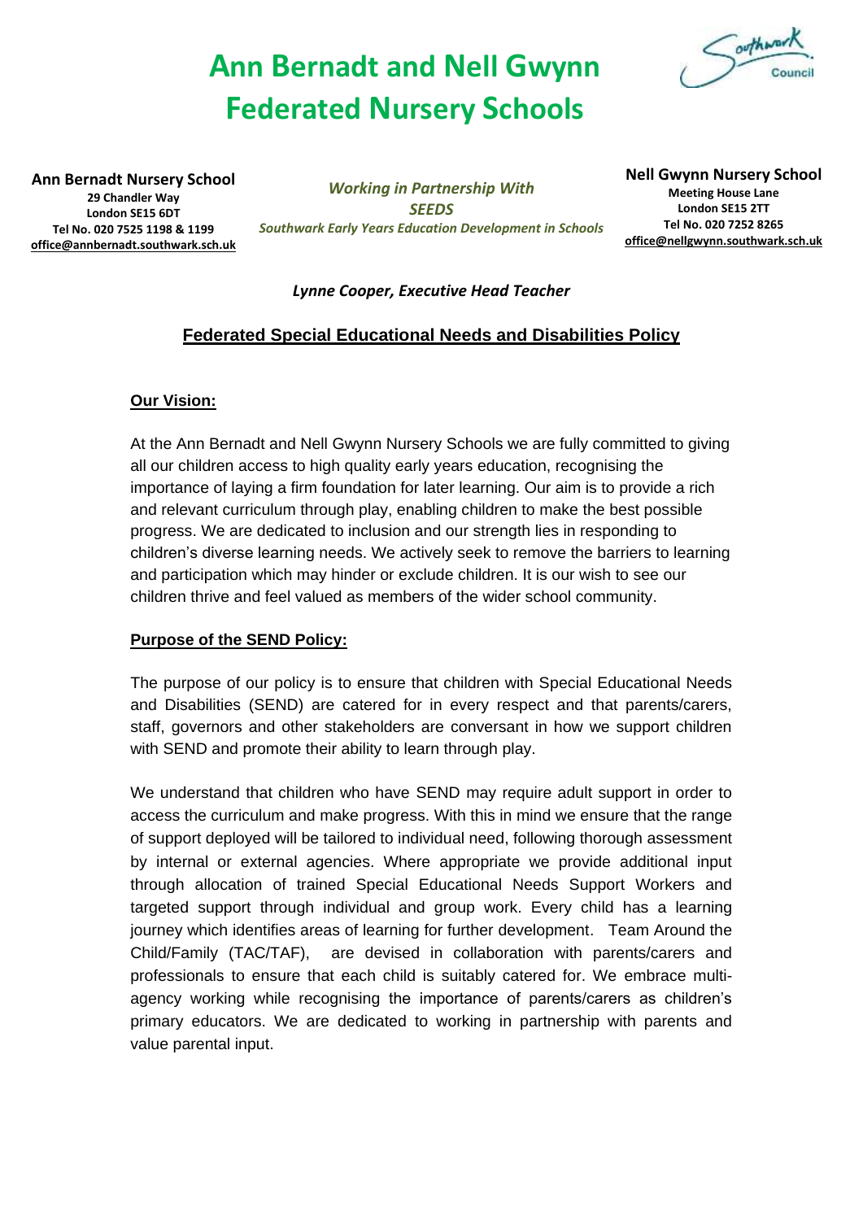# Ann Bernadt and Nell Gwynn Federated Nursery Schools

**Ann Bernadt Nursery School**
**29 Chandler Way**
**London SE15 6DT**
**Tel No. 020 7525 1198 & 1199**
**office@annbernadt.southwark.sch.uk**

*Working in Partnership With*
*SEEDS*
*Southwark Early Years Education Development in Schools*

**Nell Gwynn Nursery School**
**Meeting House Lane**
**London SE15 2TT**
**Tel No. 020 7252 8265**
**office@nellgwynn.southwark.sch.uk**

*Lynne Cooper, Executive Head Teacher*

## Federated Special Educational Needs and Disabilities Policy

### Our Vision:

At the Ann Bernadt and Nell Gwynn Nursery Schools we are fully committed to giving all our children access to high quality early years education, recognising the importance of laying a firm foundation for later learning. Our aim is to provide a rich and relevant curriculum through play, enabling children to make the best possible progress. We are dedicated to inclusion and our strength lies in responding to children's diverse learning needs. We actively seek to remove the barriers to learning and participation which may hinder or exclude children. It is our wish to see our children thrive and feel valued as members of the wider school community.

### Purpose of the SEND Policy:

The purpose of our policy is to ensure that children with Special Educational Needs and Disabilities (SEND) are catered for in every respect and that parents/carers, staff, governors and other stakeholders are conversant in how we support children with SEND and promote their ability to learn through play.

We understand that children who have SEND may require adult support in order to access the curriculum and make progress. With this in mind we ensure that the range of support deployed will be tailored to individual need, following thorough assessment by internal or external agencies. Where appropriate we provide additional input through allocation of trained Special Educational Needs Support Workers and targeted support through individual and group work. Every child has a learning journey which identifies areas of learning for further development. Team Around the Child/Family (TAC/TAF), are devised in collaboration with parents/carers and professionals to ensure that each child is suitably catered for. We embrace multi-agency working while recognising the importance of parents/carers as children's primary educators. We are dedicated to working in partnership with parents and value parental input.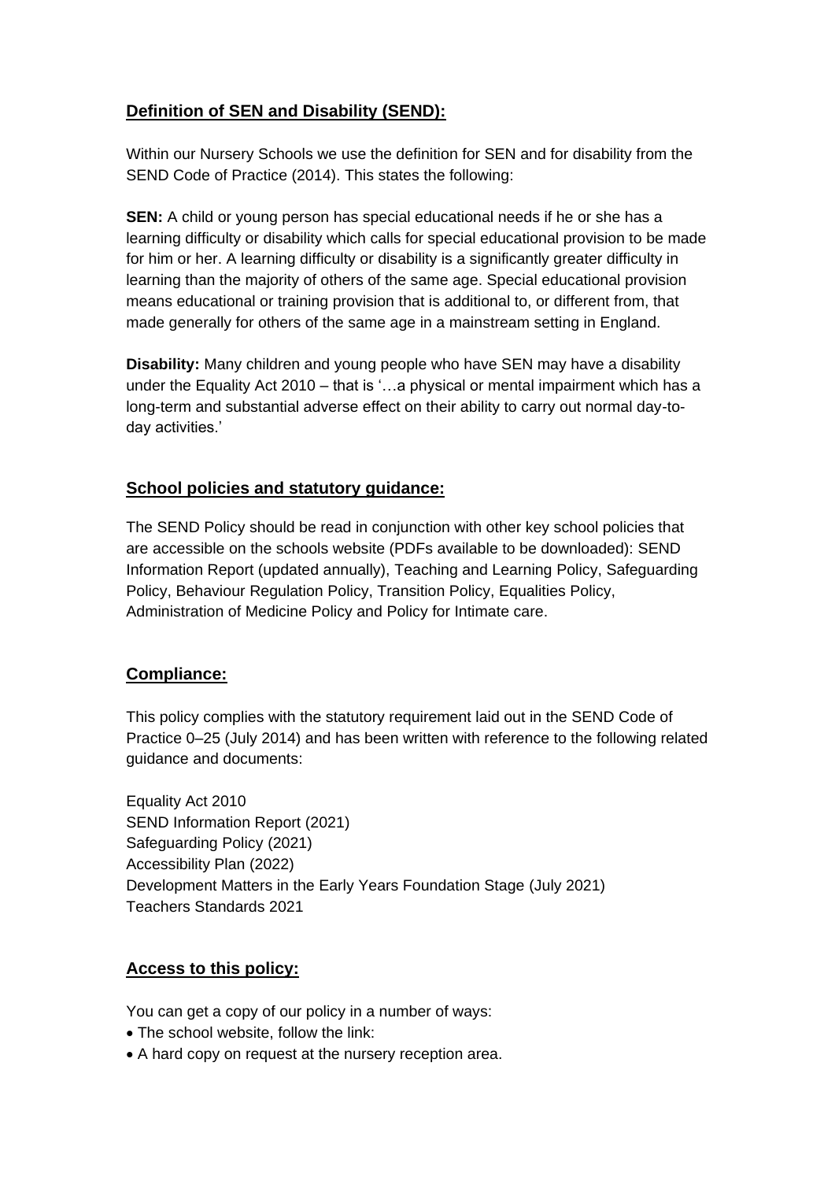## Definition of SEN and Disability (SEND):

Within our Nursery Schools we use the definition for SEN and for disability from the SEND Code of Practice (2014). This states the following:

**SEN:** A child or young person has special educational needs if he or she has a learning difficulty or disability which calls for special educational provision to be made for him or her. A learning difficulty or disability is a significantly greater difficulty in learning than the majority of others of the same age. Special educational provision means educational or training provision that is additional to, or different from, that made generally for others of the same age in a mainstream setting in England.

**Disability:** Many children and young people who have SEN may have a disability under the Equality Act 2010 – that is '…a physical or mental impairment which has a long-term and substantial adverse effect on their ability to carry out normal day-to-day activities.'

## School policies and statutory guidance:

The SEND Policy should be read in conjunction with other key school policies that are accessible on the schools website (PDFs available to be downloaded): SEND Information Report (updated annually), Teaching and Learning Policy, Safeguarding Policy, Behaviour Regulation Policy, Transition Policy, Equalities Policy, Administration of Medicine Policy and Policy for Intimate care.

## Compliance:

This policy complies with the statutory requirement laid out in the SEND Code of Practice 0–25 (July 2014) and has been written with reference to the following related guidance and documents:

Equality Act 2010
SEND Information Report (2021)
Safeguarding Policy (2021)
Accessibility Plan (2022)
Development Matters in the Early Years Foundation Stage (July 2021)
Teachers Standards 2021

## Access to this policy:

You can get a copy of our policy in a number of ways:

- The school website, follow the link:
- A hard copy on request at the nursery reception area.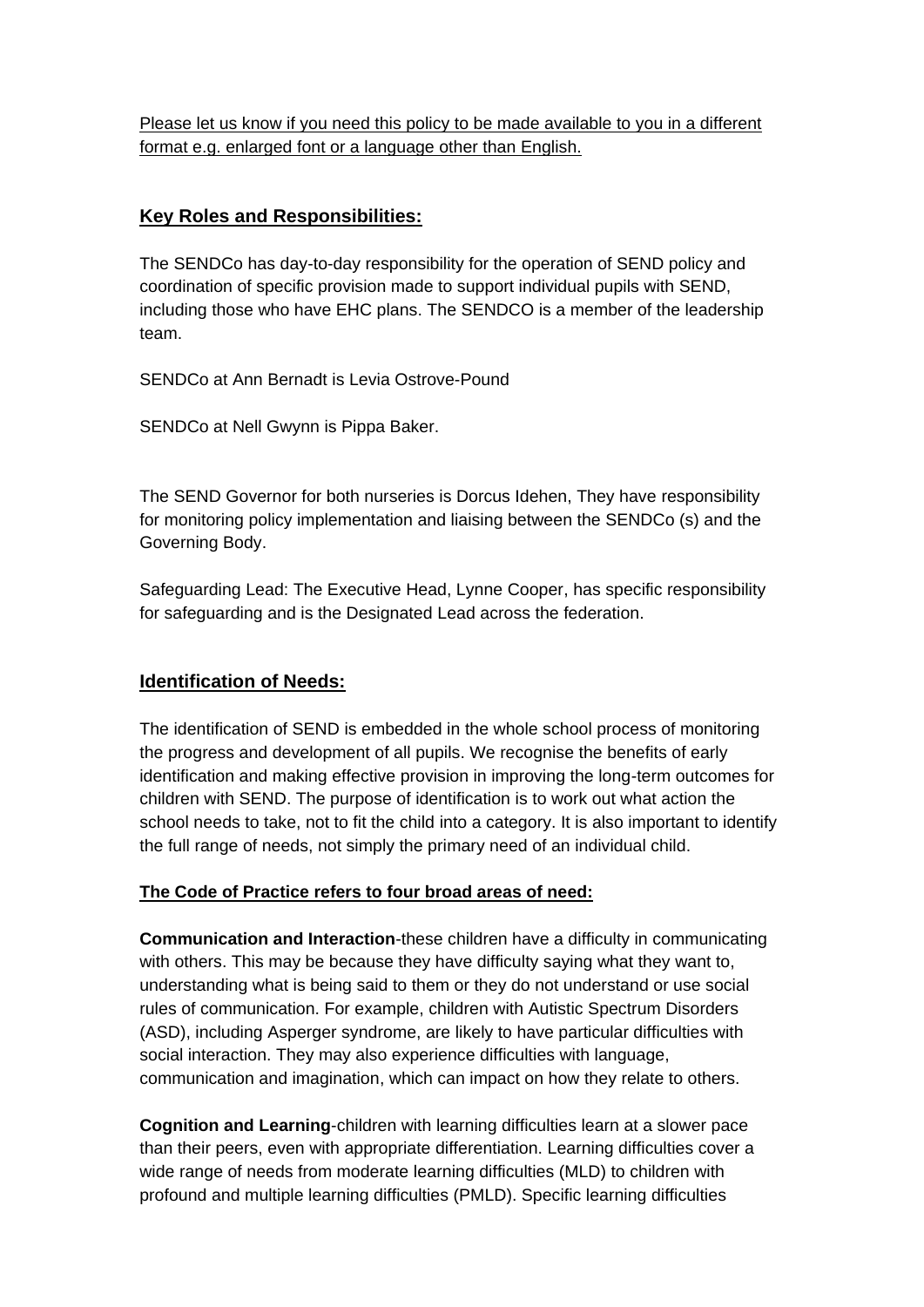Please let us know if you need this policy to be made available to you in a different format e.g. enlarged font or a language other than English.

## Key Roles and Responsibilities:

The SENDCo has day-to-day responsibility for the operation of SEND policy and coordination of specific provision made to support individual pupils with SEND, including those who have EHC plans. The SENDCO is a member of the leadership team.

SENDCo at Ann Bernadt is Levia Ostrove-Pound

SENDCo at Nell Gwynn is Pippa Baker.

The SEND Governor for both nurseries is Dorcus Idehen, They have responsibility for monitoring policy implementation and liaising between the SENDCo (s) and the Governing Body.

Safeguarding Lead: The Executive Head, Lynne Cooper, has specific responsibility for safeguarding and is the Designated Lead across the federation.

## Identification of Needs:

The identification of SEND is embedded in the whole school process of monitoring the progress and development of all pupils. We recognise the benefits of early identification and making effective provision in improving the long-term outcomes for children with SEND. The purpose of identification is to work out what action the school needs to take, not to fit the child into a category. It is also important to identify the full range of needs, not simply the primary need of an individual child.

### The Code of Practice refers to four broad areas of need:

**Communication and Interaction**-these children have a difficulty in communicating with others. This may be because they have difficulty saying what they want to, understanding what is being said to them or they do not understand or use social rules of communication. For example, children with Autistic Spectrum Disorders (ASD), including Asperger syndrome, are likely to have particular difficulties with social interaction. They may also experience difficulties with language, communication and imagination, which can impact on how they relate to others.

**Cognition and Learning**-children with learning difficulties learn at a slower pace than their peers, even with appropriate differentiation. Learning difficulties cover a wide range of needs from moderate learning difficulties (MLD) to children with profound and multiple learning difficulties (PMLD). Specific learning difficulties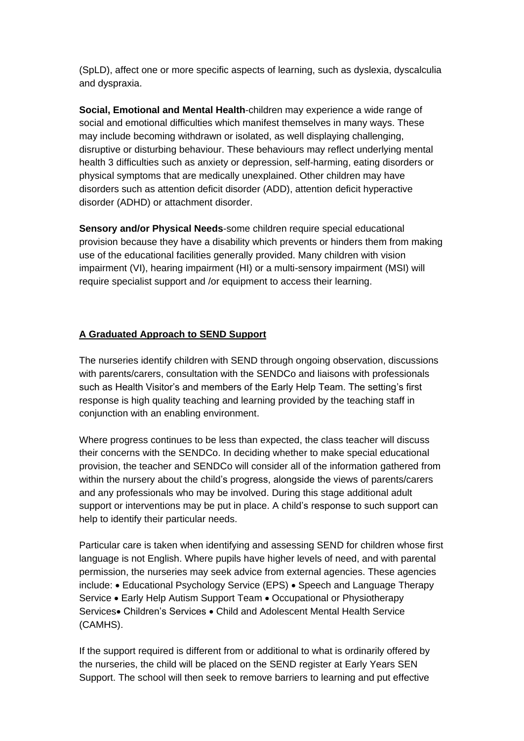(SpLD), affect one or more specific aspects of learning, such as dyslexia, dyscalculia and dyspraxia.

**Social, Emotional and Mental Health**-children may experience a wide range of social and emotional difficulties which manifest themselves in many ways. These may include becoming withdrawn or isolated, as well displaying challenging, disruptive or disturbing behaviour. These behaviours may reflect underlying mental health 3 difficulties such as anxiety or depression, self-harming, eating disorders or physical symptoms that are medically unexplained. Other children may have disorders such as attention deficit disorder (ADD), attention deficit hyperactive disorder (ADHD) or attachment disorder.

**Sensory and/or Physical Needs**-some children require special educational provision because they have a disability which prevents or hinders them from making use of the educational facilities generally provided. Many children with vision impairment (VI), hearing impairment (HI) or a multi-sensory impairment (MSI) will require specialist support and /or equipment to access their learning.

## A Graduated Approach to SEND Support

The nurseries identify children with SEND through ongoing observation, discussions with parents/carers, consultation with the SENDCo and liaisons with professionals such as Health Visitor's and members of the Early Help Team. The setting's first response is high quality teaching and learning provided by the teaching staff in conjunction with an enabling environment.

Where progress continues to be less than expected, the class teacher will discuss their concerns with the SENDCo. In deciding whether to make special educational provision, the teacher and SENDCo will consider all of the information gathered from within the nursery about the child's progress, alongside the views of parents/carers and any professionals who may be involved. During this stage additional adult support or interventions may be put in place. A child's response to such support can help to identify their particular needs.

Particular care is taken when identifying and assessing SEND for children whose first language is not English. Where pupils have higher levels of need, and with parental permission, the nurseries may seek advice from external agencies. These agencies include: • Educational Psychology Service (EPS) • Speech and Language Therapy Service • Early Help Autism Support Team • Occupational or Physiotherapy Services• Children's Services • Child and Adolescent Mental Health Service (CAMHS).

If the support required is different from or additional to what is ordinarily offered by the nurseries, the child will be placed on the SEND register at Early Years SEN Support. The school will then seek to remove barriers to learning and put effective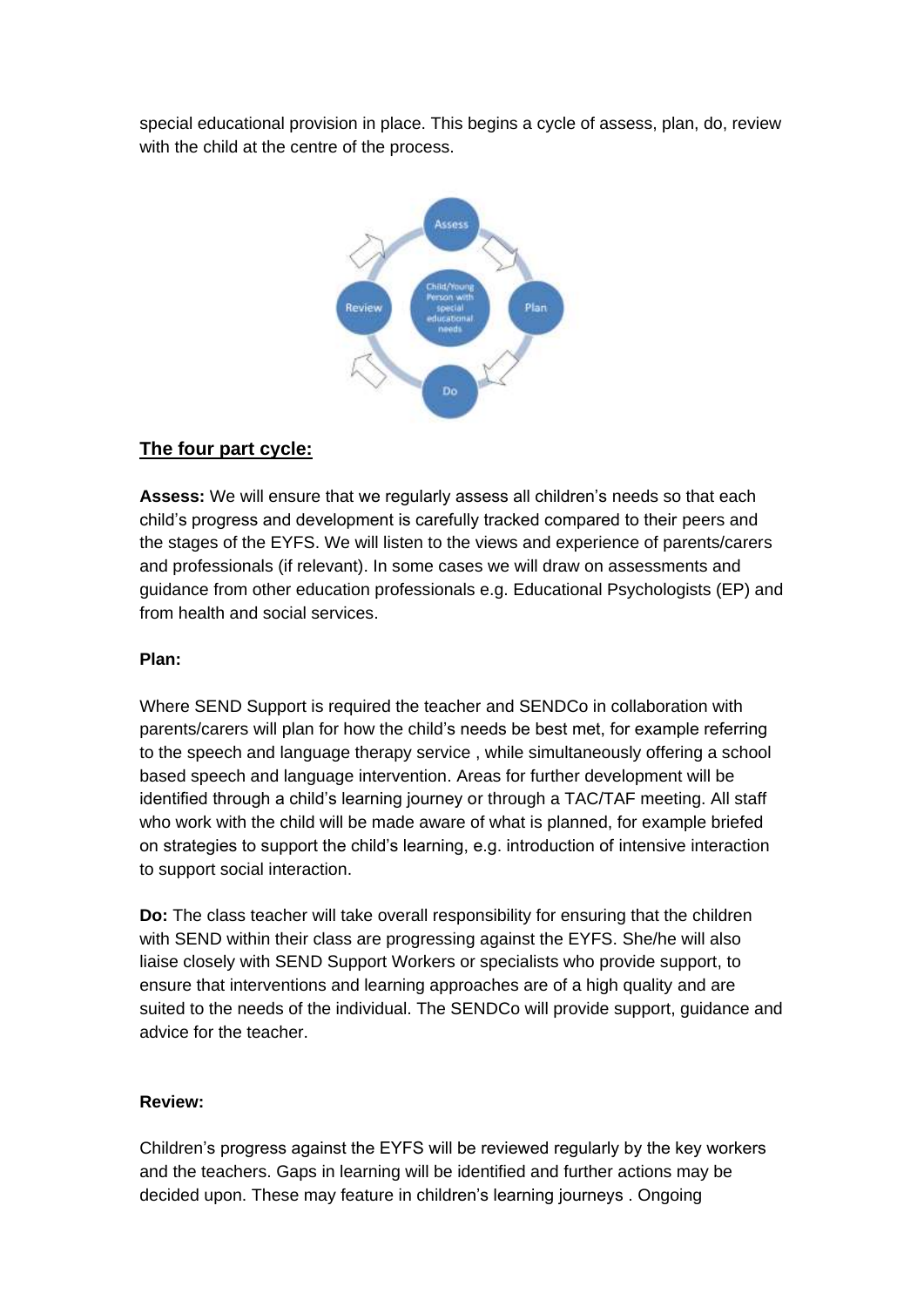special educational provision in place. This begins a cycle of assess, plan, do, review with the child at the centre of the process.

## The four part cycle:

**Assess:** We will ensure that we regularly assess all children's needs so that each child's progress and development is carefully tracked compared to their peers and the stages of the EYFS. We will listen to the views and experience of parents/carers and professionals (if relevant). In some cases we will draw on assessments and guidance from other education professionals e.g. Educational Psychologists (EP) and from health and social services.

**Plan:**

Where SEND Support is required the teacher and SENDCo in collaboration with parents/carers will plan for how the child's needs be best met, for example referring to the speech and language therapy service , while simultaneously offering a school based speech and language intervention. Areas for further development will be identified through a child's learning journey or through a TAC/TAF meeting. All staff who work with the child will be made aware of what is planned, for example briefed on strategies to support the child's learning, e.g. introduction of intensive interaction to support social interaction.

**Do:** The class teacher will take overall responsibility for ensuring that the children with SEND within their class are progressing against the EYFS. She/he will also liaise closely with SEND Support Workers or specialists who provide support, to ensure that interventions and learning approaches are of a high quality and are suited to the needs of the individual. The SENDCo will provide support, guidance and advice for the teacher.

**Review:**

Children's progress against the EYFS will be reviewed regularly by the key workers and the teachers. Gaps in learning will be identified and further actions may be decided upon. These may feature in children's learning journeys . Ongoing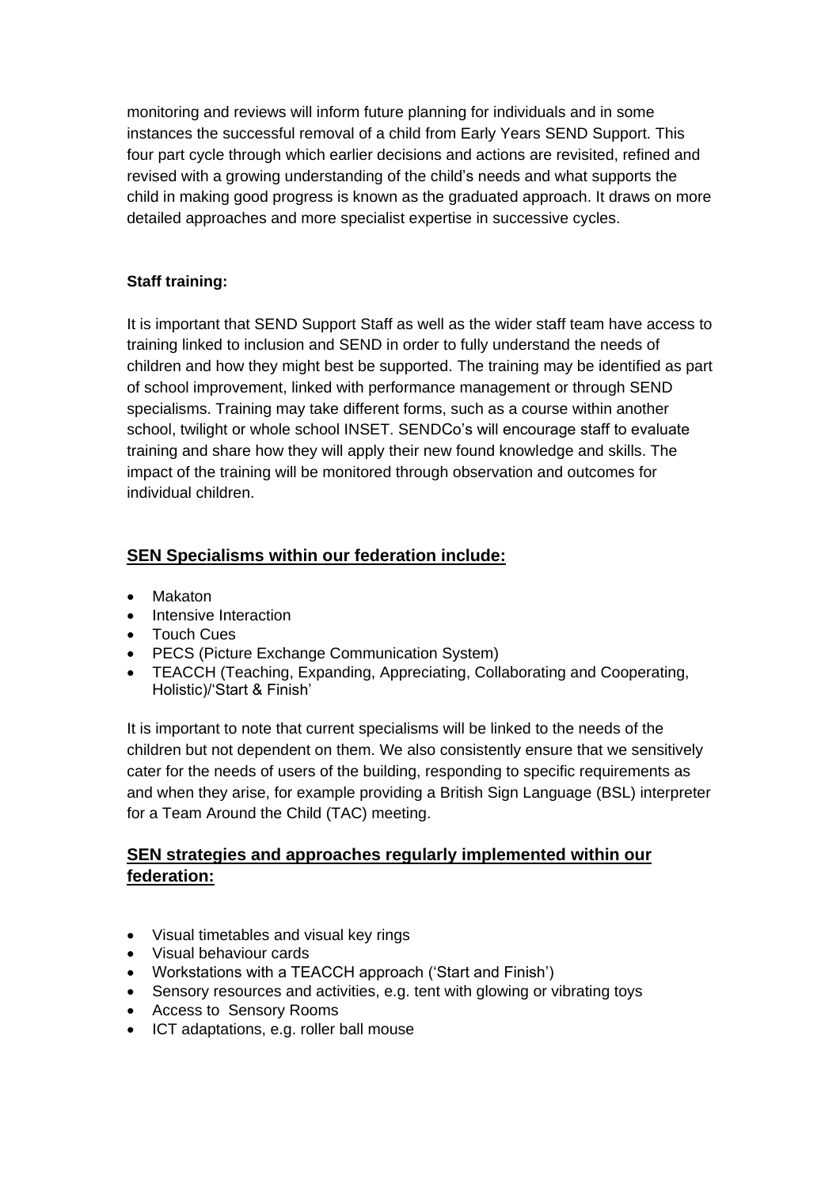monitoring and reviews will inform future planning for individuals and in some instances the successful removal of a child from Early Years SEND Support. This four part cycle through which earlier decisions and actions are revisited, refined and revised with a growing understanding of the child's needs and what supports the child in making good progress is known as the graduated approach. It draws on more detailed approaches and more specialist expertise in successive cycles.

**Staff training:**

It is important that SEND Support Staff as well as the wider staff team have access to training linked to inclusion and SEND in order to fully understand the needs of children and how they might best be supported. The training may be identified as part of school improvement, linked with performance management or through SEND specialisms. Training may take different forms, such as a course within another school, twilight or whole school INSET. SENDCo's will encourage staff to evaluate training and share how they will apply their new found knowledge and skills. The impact of the training will be monitored through observation and outcomes for individual children.

## SEN Specialisms within our federation include:

- Makaton
- Intensive Interaction
- Touch Cues
- PECS (Picture Exchange Communication System)
- TEACCH (Teaching, Expanding, Appreciating, Collaborating and Cooperating, Holistic)/'Start & Finish'

It is important to note that current specialisms will be linked to the needs of the children but not dependent on them. We also consistently ensure that we sensitively cater for the needs of users of the building, responding to specific requirements as and when they arise, for example providing a British Sign Language (BSL) interpreter for a Team Around the Child (TAC) meeting.

## SEN strategies and approaches regularly implemented within our federation:

- Visual timetables and visual key rings
- Visual behaviour cards
- Workstations with a TEACCH approach ('Start and Finish')
- Sensory resources and activities, e.g. tent with glowing or vibrating toys
- Access to Sensory Rooms
- ICT adaptations, e.g. roller ball mouse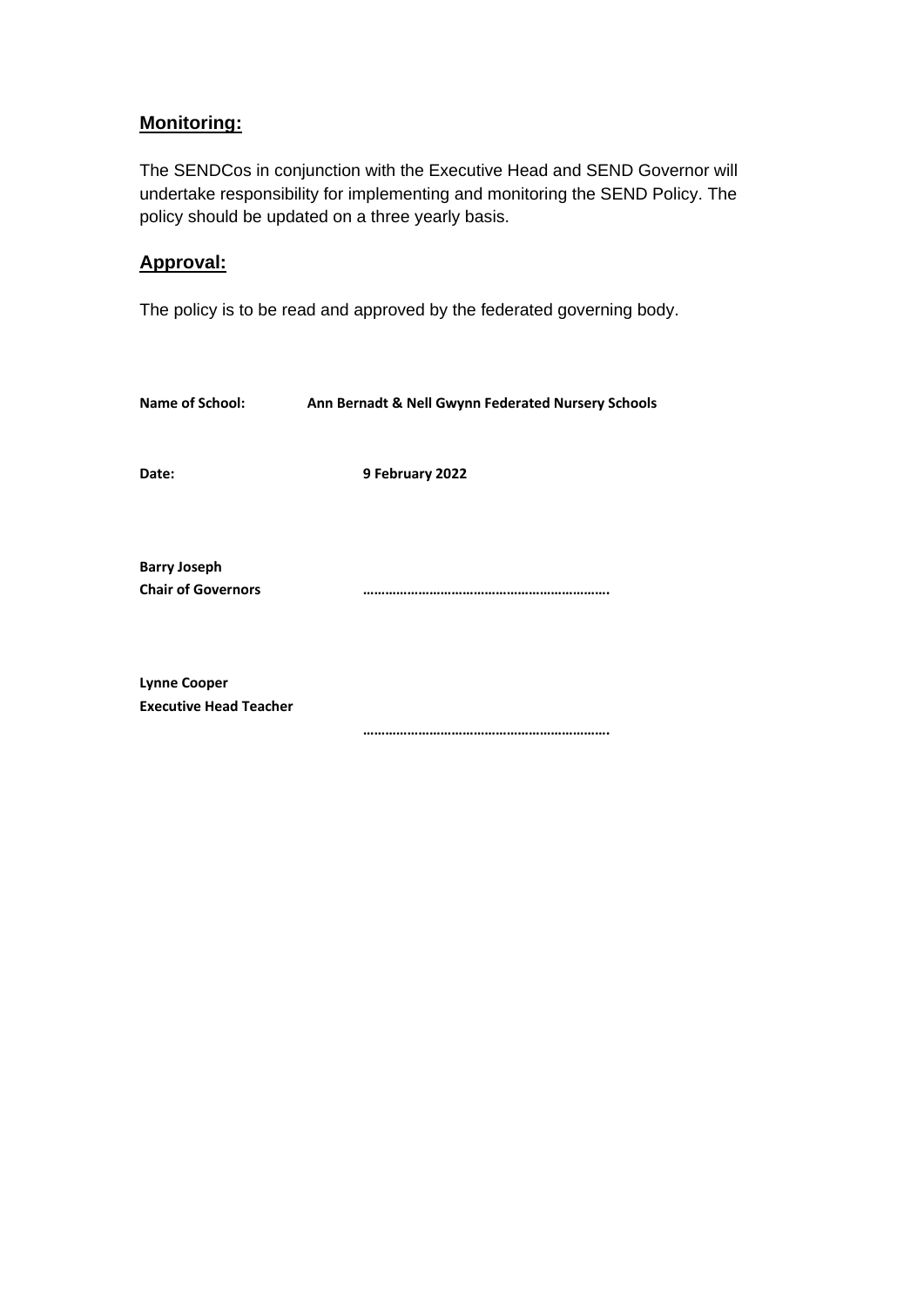## Monitoring:

The SENDCos in conjunction with the Executive Head and SEND Governor will undertake responsibility for implementing and monitoring the SEND Policy. The policy should be updated on a three yearly basis.

## Approval:

The policy is to be read and approved by the federated governing body.

**Name of School:** **Ann Bernadt & Nell Gwynn Federated Nursery Schools**

**Date:** **9 February 2022**

**Barry Joseph**
**Chair of Governors** **………………………………………………………..**

**Lynne Cooper**
**Executive Head Teacher**
**………………………………………………………..**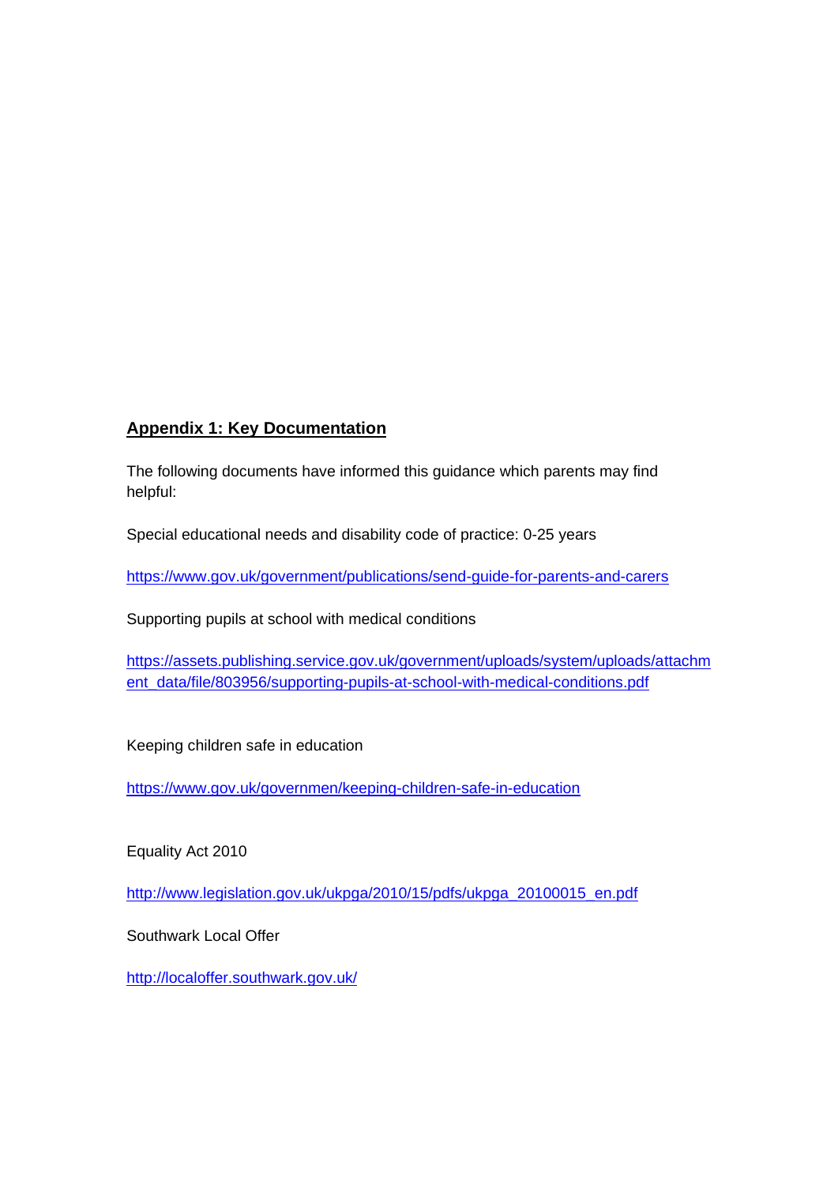## Appendix 1: Key Documentation

The following documents have informed this guidance which parents may find helpful:

Special educational needs and disability code of practice: 0-25 years

https://www.gov.uk/government/publications/send-guide-for-parents-and-carers

Supporting pupils at school with medical conditions

https://assets.publishing.service.gov.uk/government/uploads/system/uploads/attachment_data/file/803956/supporting-pupils-at-school-with-medical-conditions.pdf

Keeping children safe in education

https://www.gov.uk/governmen/keeping-children-safe-in-education

Equality Act 2010

http://www.legislation.gov.uk/ukpga/2010/15/pdfs/ukpga_20100015_en.pdf

Southwark Local Offer

http://localoffer.southwark.gov.uk/